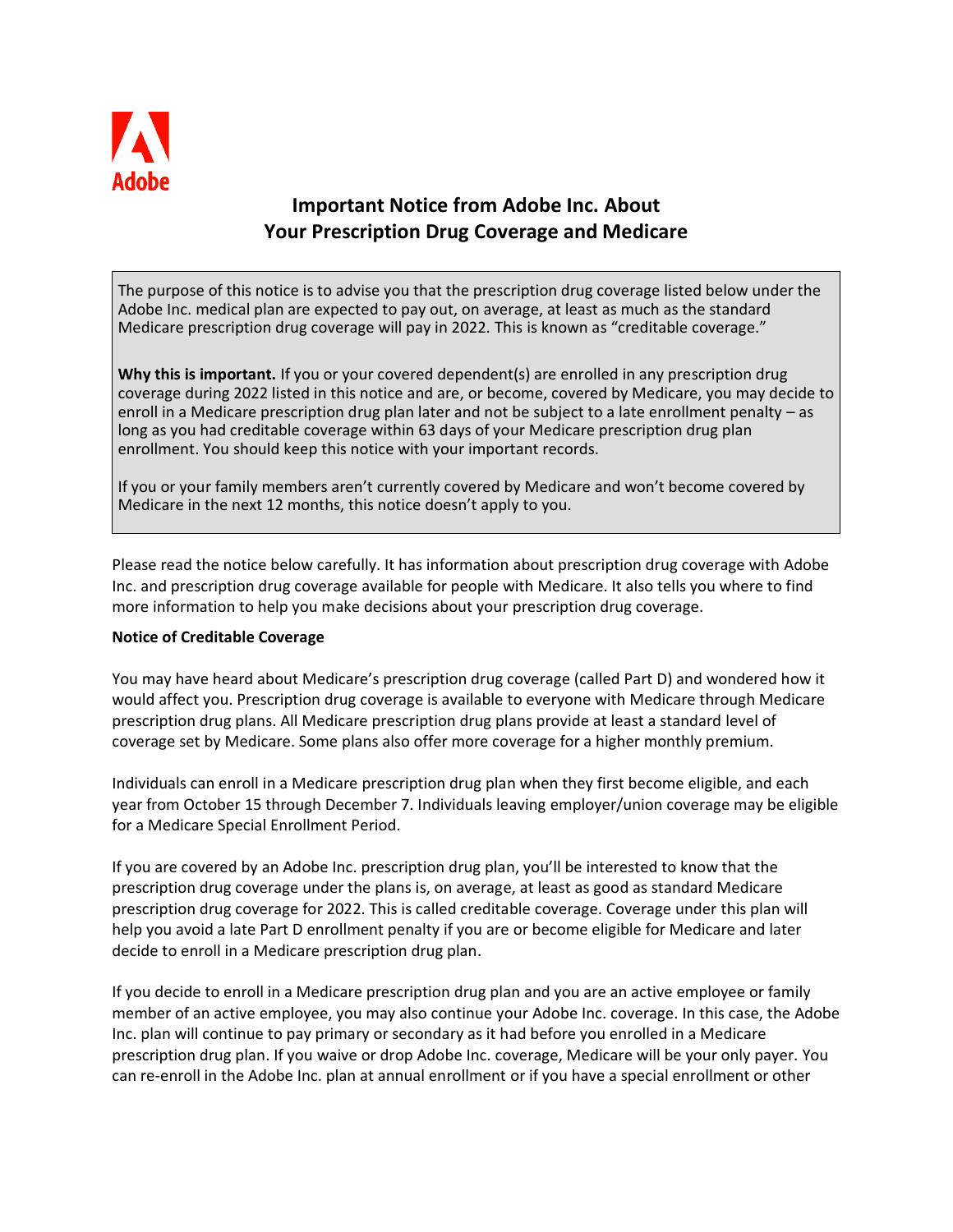Adobe

# Important Notice from Adobe Inc. About Your Prescription Drug Coverage and Medicare

The purpose of this notice is to advise you that the prescription drug coverage listed below under the Adobe Inc. medical plan are expected to pay out, on average, at least as much as the standard Medicare prescription drug coverage will pay in 2022. This is known as "creditable coverage."

**Why this is important.** If you or your covered dependent(s) are enrolled in any prescription drug coverage during 2022 listed in this notice and are, or become, covered by Medicare, you may decide to enroll in a Medicare prescription drug plan later and not be subject to a late enrollment penalty – as long as you had creditable coverage within 63 days of your Medicare prescription drug plan enrollment. You should keep this notice with your important records.

If you or your family members aren't currently covered by Medicare and won't become covered by Medicare in the next 12 months, this notice doesn't apply to you.

Please read the notice below carefully. It has information about prescription drug coverage with Adobe Inc. and prescription drug coverage available for people with Medicare. It also tells you where to find more information to help you make decisions about your prescription drug coverage.

**Notice of Creditable Coverage**

You may have heard about Medicare's prescription drug coverage (called Part D) and wondered how it would affect you. Prescription drug coverage is available to everyone with Medicare through Medicare prescription drug plans. All Medicare prescription drug plans provide at least a standard level of coverage set by Medicare. Some plans also offer more coverage for a higher monthly premium.

Individuals can enroll in a Medicare prescription drug plan when they first become eligible, and each year from October 15 through December 7. Individuals leaving employer/union coverage may be eligible for a Medicare Special Enrollment Period.

If you are covered by an Adobe Inc. prescription drug plan, you'll be interested to know that the prescription drug coverage under the plans is, on average, at least as good as standard Medicare prescription drug coverage for 2022. This is called creditable coverage. Coverage under this plan will help you avoid a late Part D enrollment penalty if you are or become eligible for Medicare and later decide to enroll in a Medicare prescription drug plan.

If you decide to enroll in a Medicare prescription drug plan and you are an active employee or family member of an active employee, you may also continue your Adobe Inc. coverage. In this case, the Adobe Inc. plan will continue to pay primary or secondary as it had before you enrolled in a Medicare prescription drug plan. If you waive or drop Adobe Inc. coverage, Medicare will be your only payer. You can re-enroll in the Adobe Inc. plan at annual enrollment or if you have a special enrollment or other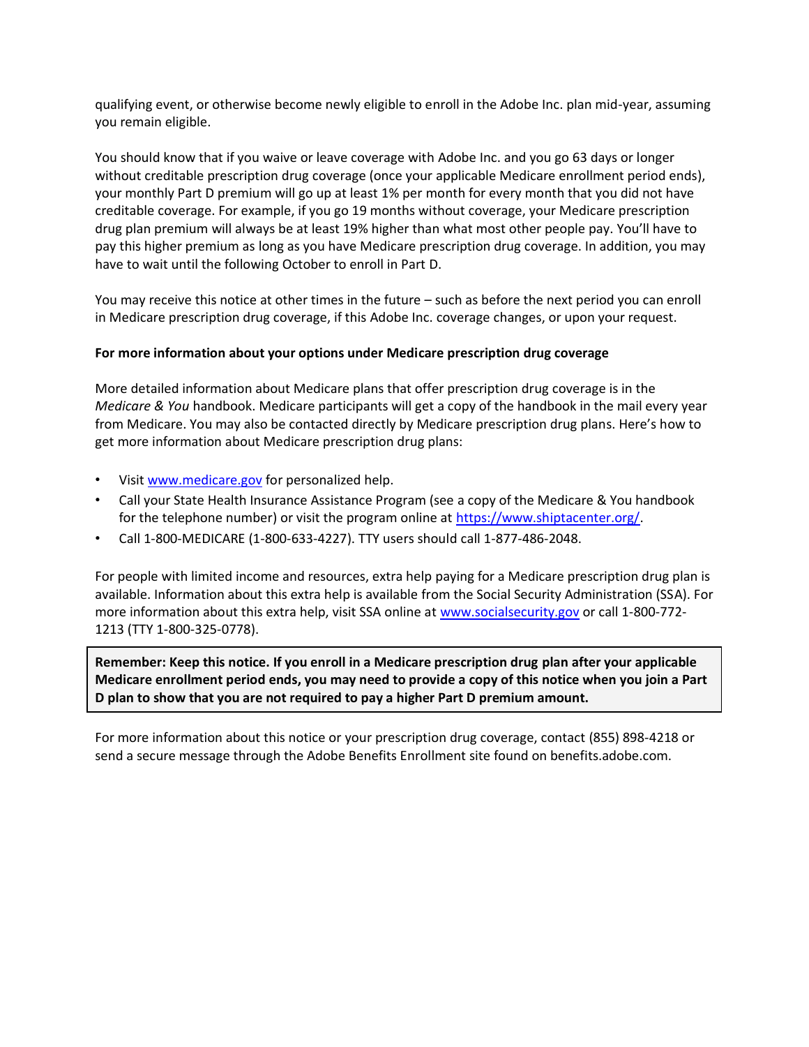qualifying event, or otherwise become newly eligible to enroll in the Adobe Inc. plan mid-year, assuming you remain eligible.

You should know that if you waive or leave coverage with Adobe Inc. and you go 63 days or longer without creditable prescription drug coverage (once your applicable Medicare enrollment period ends), your monthly Part D premium will go up at least 1% per month for every month that you did not have creditable coverage. For example, if you go 19 months without coverage, your Medicare prescription drug plan premium will always be at least 19% higher than what most other people pay. You'll have to pay this higher premium as long as you have Medicare prescription drug coverage. In addition, you may have to wait until the following October to enroll in Part D.

You may receive this notice at other times in the future – such as before the next period you can enroll in Medicare prescription drug coverage, if this Adobe Inc. coverage changes, or upon your request.

**For more information about your options under Medicare prescription drug coverage**

More detailed information about Medicare plans that offer prescription drug coverage is in the *Medicare & You* handbook. Medicare participants will get a copy of the handbook in the mail every year from Medicare. You may also be contacted directly by Medicare prescription drug plans. Here's how to get more information about Medicare prescription drug plans:

- Visit www.medicare.gov for personalized help.
- Call your State Health Insurance Assistance Program (see a copy of the Medicare & You handbook for the telephone number) or visit the program online at https://www.shiptacenter.org/.
- Call 1-800-MEDICARE (1-800-633-4227). TTY users should call 1-877-486-2048.

For people with limited income and resources, extra help paying for a Medicare prescription drug plan is available. Information about this extra help is available from the Social Security Administration (SSA). For more information about this extra help, visit SSA online at www.socialsecurity.gov or call 1-800-772-1213 (TTY 1-800-325-0778).

**Remember: Keep this notice. If you enroll in a Medicare prescription drug plan after your applicable Medicare enrollment period ends, you may need to provide a copy of this notice when you join a Part D plan to show that you are not required to pay a higher Part D premium amount.**

For more information about this notice or your prescription drug coverage, contact (855) 898-4218 or send a secure message through the Adobe Benefits Enrollment site found on benefits.adobe.com.